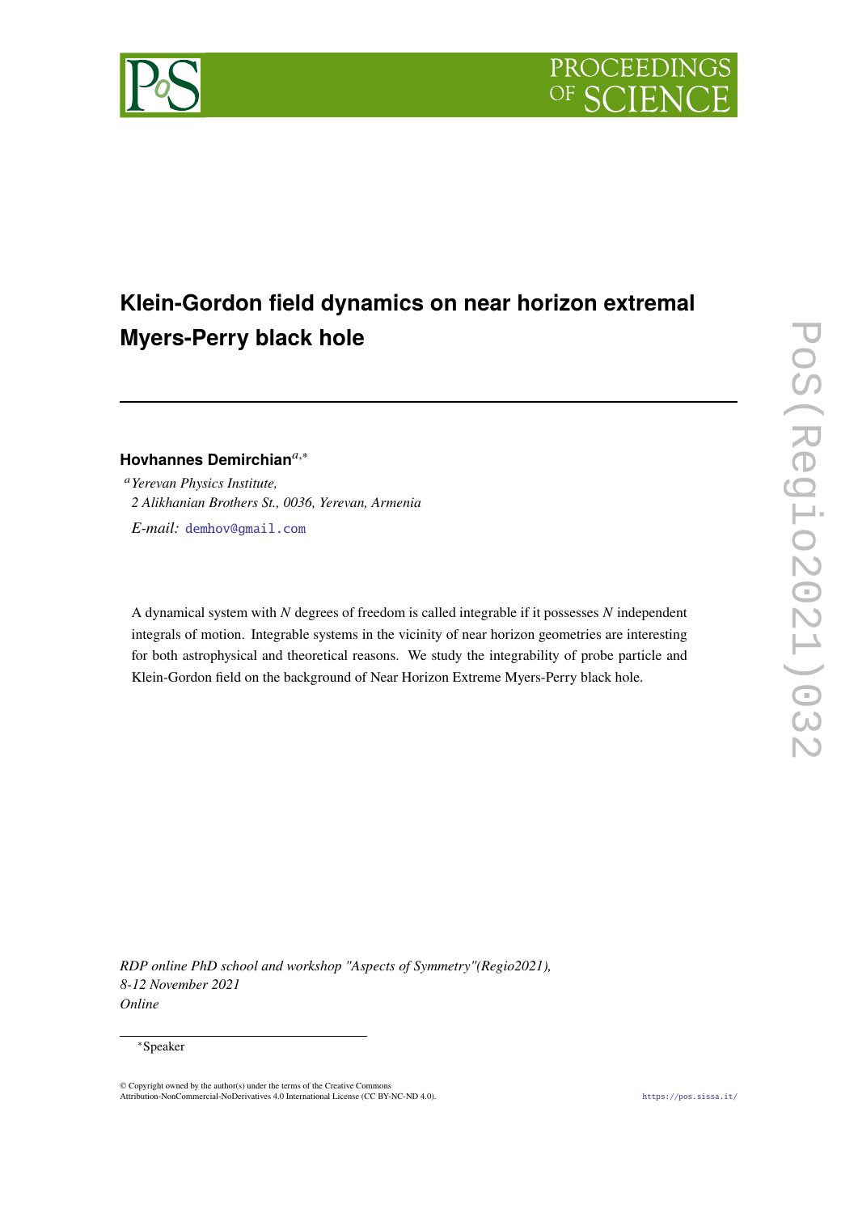# Klein-Gordon field dynamics on near horizon extremal Myers-Perry black hole

**Hovhannes Demirchian**[a,*]

[a] *Yerevan Physics Institute,*
*2 Alikhanian Brothers St., 0036, Yerevan, Armenia*

*E-mail:* demhov@gmail.com

A dynamical system with $N$ degrees of freedom is called integrable if it possesses $N$ independent integrals of motion. Integrable systems in the vicinity of near horizon geometries are interesting for both astrophysical and theoretical reasons. We study the integrability of probe particle and Klein-Gordon field on the background of Near Horizon Extreme Myers-Perry black hole.

*RDP online PhD school and workshop "Aspects of Symmetry"(Regio2021),*
*8-12 November 2021*
*Online*

[*] Speaker

© Copyright owned by the author(s) under the terms of the Creative Commons Attribution-NonCommercial-NoDerivatives 4.0 International License (CC BY-NC-ND 4.0).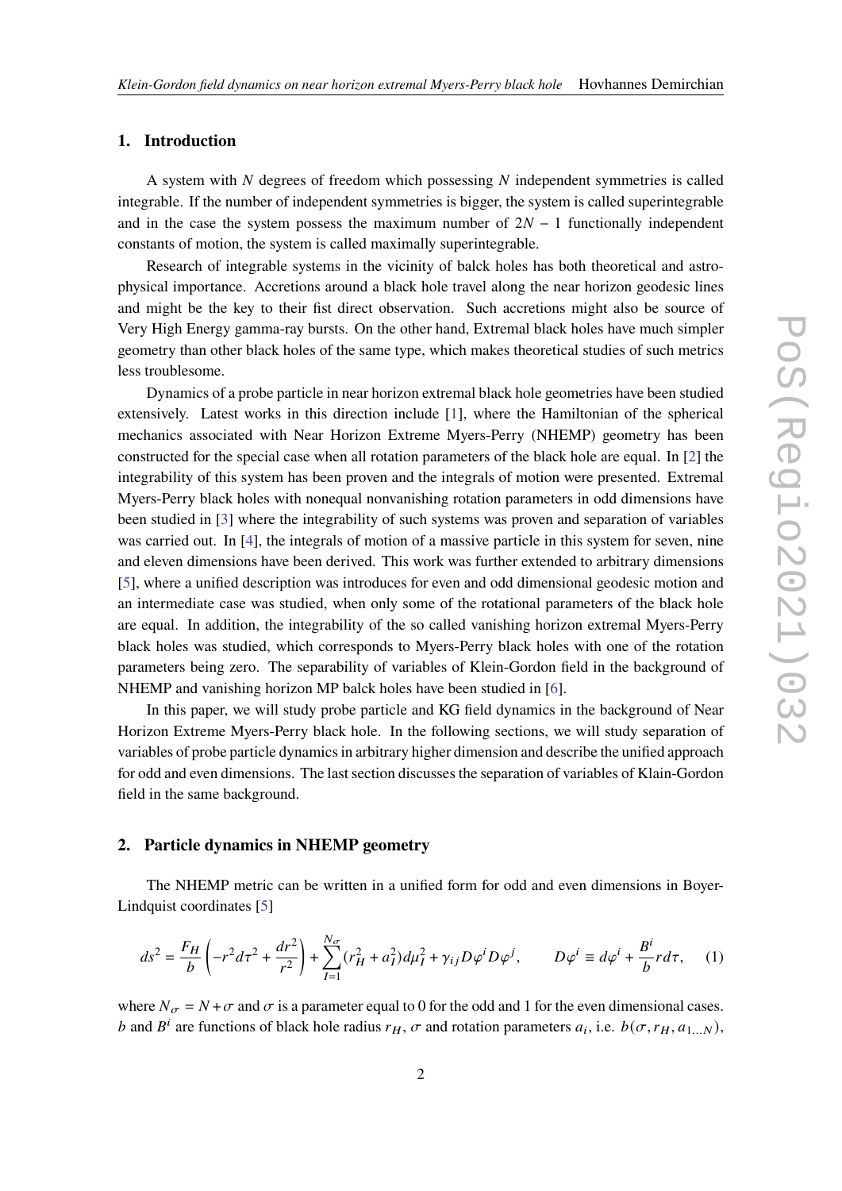## 1. Introduction

A system with $N$ degrees of freedom which possessing $N$ independent symmetries is called integrable. If the number of independent symmetries is bigger, the system is called superintegrable and in the case the system possess the maximum number of $2N - 1$ functionally independent constants of motion, the system is called maximally superintegrable.

Research of integrable systems in the vicinity of balck holes has both theoretical and astrophysical importance. Accretions around a black hole travel along the near horizon geodesic lines and might be the key to their fist direct observation. Such accretions might also be source of Very High Energy gamma-ray bursts. On the other hand, Extremal black holes have much simpler geometry than other black holes of the same type, which makes theoretical studies of such metrics less troublesome.

Dynamics of a probe particle in near horizon extremal black hole geometries have been studied extensively. Latest works in this direction include [1], where the Hamiltonian of the spherical mechanics associated with Near Horizon Extreme Myers-Perry (NHEMP) geometry has been constructed for the special case when all rotation parameters of the black hole are equal. In [2] the integrability of this system has been proven and the integrals of motion were presented. Extremal Myers-Perry black holes with nonequal nonvanishing rotation parameters in odd dimensions have been studied in [3] where the integrability of such systems was proven and separation of variables was carried out. In [4], the integrals of motion of a massive particle in this system for seven, nine and eleven dimensions have been derived. This work was further extended to arbitrary dimensions [5], where a unified description was introduces for even and odd dimensional geodesic motion and an intermediate case was studied, when only some of the rotational parameters of the black hole are equal. In addition, the integrability of the so called vanishing horizon extremal Myers-Perry black holes was studied, which corresponds to Myers-Perry black holes with one of the rotation parameters being zero. The separability of variables of Klein-Gordon field in the background of NHEMP and vanishing horizon MP balck holes have been studied in [6].

In this paper, we will study probe particle and KG field dynamics in the background of Near Horizon Extreme Myers-Perry black hole. In the following sections, we will study separation of variables of probe particle dynamics in arbitrary higher dimension and describe the unified approach for odd and even dimensions. The last section discusses the separation of variables of Klain-Gordon field in the same background.

## 2. Particle dynamics in NHEMP geometry

The NHEMP metric can be written in a unified form for odd and even dimensions in Boyer-Lindquist coordinates [5]

$$ds^2 = \frac{F_H}{b}\left(-r^2 d\tau^2 + \frac{dr^2}{r^2}\right) + \sum_{I=1}^{N_\sigma}(r_H^2 + a_I^2)d\mu_I^2 + \gamma_{ij}D\varphi^i D\varphi^j, \qquad D\varphi^i \equiv d\varphi^i + \frac{B^i}{b}r d\tau, \tag{1}$$

where $N_\sigma = N + \sigma$ and $\sigma$ is a parameter equal to 0 for the odd and 1 for the even dimensional cases. $b$ and $B^i$ are functions of black hole radius $r_H$, $\sigma$ and rotation parameters $a_i$, i.e. $b(\sigma, r_H, a_{1...N})$,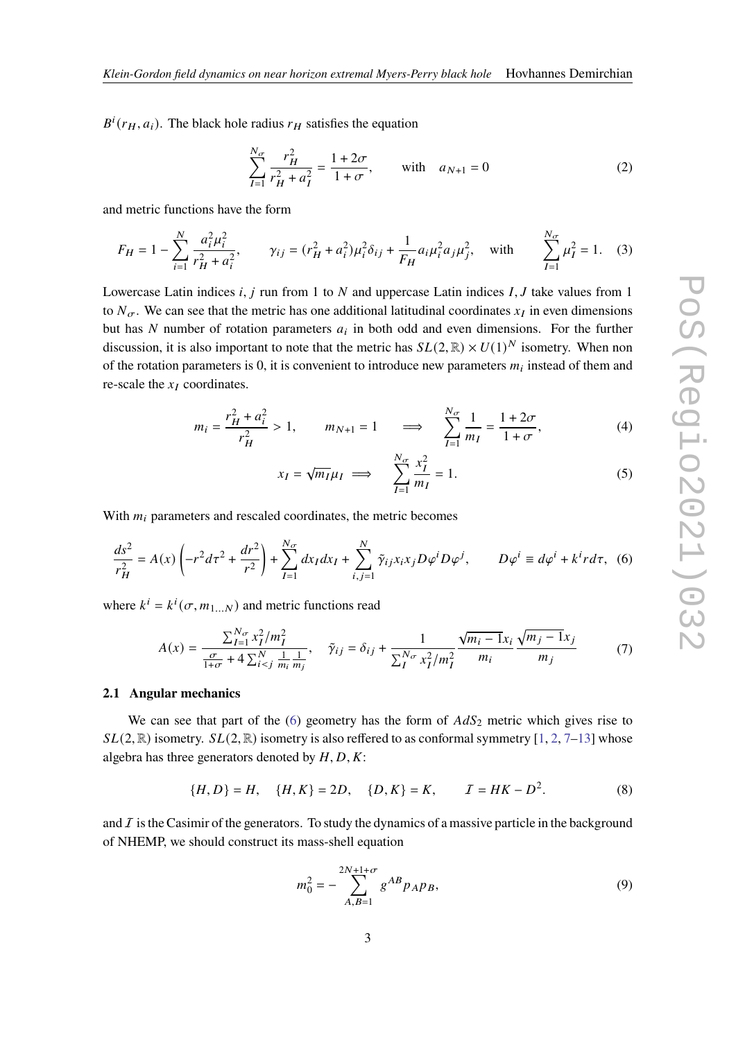$B^i(r_H, a_i)$. The black hole radius $r_H$ satisfies the equation

$$\sum_{I=1}^{N_\sigma} \frac{r_H^2}{r_H^2 + a_I^2} = \frac{1+2\sigma}{1+\sigma}, \qquad \text{with} \quad a_{N+1} = 0 \tag{2}$$

and metric functions have the form

$$F_H = 1 - \sum_{i=1}^{N} \frac{a_i^2 \mu_i^2}{r_H^2 + a_i^2}, \qquad \gamma_{ij} = (r_H^2 + a_i^2)\mu_i^2 \delta_{ij} + \frac{1}{F_H} a_i \mu_i^2 a_j \mu_j^2, \quad \text{with} \qquad \sum_{I=1}^{N_\sigma} \mu_I^2 = 1. \tag{3}$$

Lowercase Latin indices $i, j$ run from 1 to $N$ and uppercase Latin indices $I, J$ take values from 1 to $N_\sigma$. We can see that the metric has one additional latitudinal coordinates $x_I$ in even dimensions but has $N$ number of rotation parameters $a_i$ in both odd and even dimensions. For the further discussion, it is also important to note that the metric has $SL(2,\mathbb{R}) \times U(1)^N$ isometry. When non of the rotation parameters is 0, it is convenient to introduce new parameters $m_i$ instead of them and re-scale the $x_I$ coordinates.

$$m_i = \frac{r_H^2 + a_i^2}{r_H^2} > 1, \qquad m_{N+1} = 1 \qquad \Longrightarrow \qquad \sum_{I=1}^{N_\sigma} \frac{1}{m_I} = \frac{1+2\sigma}{1+\sigma}, \tag{4}$$

$$x_I = \sqrt{m_I}\mu_I \implies \qquad \sum_{I=1}^{N_\sigma} \frac{x_I^2}{m_I} = 1. \tag{5}$$

With $m_i$ parameters and rescaled coordinates, the metric becomes

$$\frac{ds^2}{r_H^2} = A(x)\left(-r^2 d\tau^2 + \frac{dr^2}{r^2}\right) + \sum_{I=1}^{N_\sigma} dx_I dx_I + \sum_{i,j=1}^{N} \tilde{\gamma}_{ij} x_i x_j D\varphi^i D\varphi^j, \qquad D\varphi^i \equiv d\varphi^i + k^i r d\tau, \tag{6}$$

where $k^i = k^i(\sigma, m_{1\ldots N})$ and metric functions read

$$A(x) = \frac{\sum_{I=1}^{N_\sigma} x_I^2/m_I^2}{\frac{\sigma}{1+\sigma} + 4\sum_{i<j}^{N} \frac{1}{m_i}\frac{1}{m_j}}, \quad \tilde{\gamma}_{ij} = \delta_{ij} + \frac{1}{\sum_I^{N_\sigma} x_I^2/m_I^2} \frac{\sqrt{m_i - 1}x_i}{m_i} \frac{\sqrt{m_j - 1}x_j}{m_j} \tag{7}$$

### 2.1 Angular mechanics

We can see that part of the (6) geometry has the form of $AdS_2$ metric which gives rise to $SL(2,\mathbb{R})$ isometry. $SL(2,\mathbb{R})$ isometry is also reffered to as conformal symmetry [1, 2, 7–13] whose algebra has three generators denoted by $H, D, K$:

$$\{H, D\} = H, \quad \{H, K\} = 2D, \quad \{D, K\} = K, \qquad \mathcal{I} = HK - D^2. \tag{8}$$

and $\mathcal{I}$ is the Casimir of the generators. To study the dynamics of a massive particle in the background of NHEMP, we should construct its mass-shell equation

$$m_0^2 = -\sum_{A,B=1}^{2N+1+\sigma} g^{AB} p_A p_B, \tag{9}$$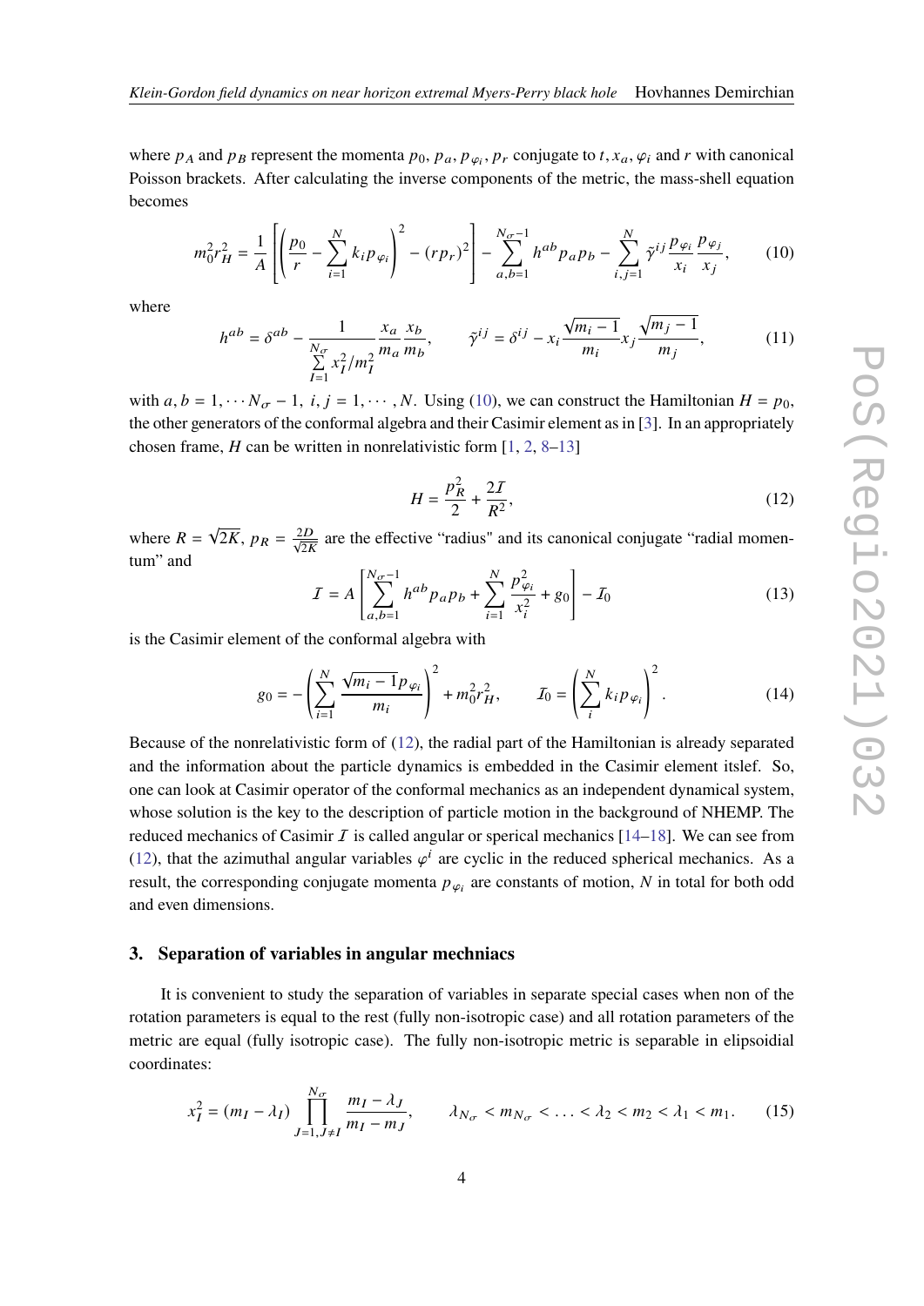where $p_A$ and $p_B$ represent the momenta $p_0$, $p_a$, $p_{\varphi_i}$, $p_r$ conjugate to $t, x_a, \varphi_i$ and $r$ with canonical Poisson brackets. After calculating the inverse components of the metric, the mass-shell equation becomes

$$m_0^2 r_H^2 = \frac{1}{A}\left[\left(\frac{p_0}{r} - \sum_{i=1}^{N} k_i p_{\varphi_i}\right)^2 - (rp_r)^2\right] - \sum_{a,b=1}^{N_\sigma - 1} h^{ab} p_a p_b - \sum_{i,j=1}^{N} \tilde{\gamma}^{ij} \frac{p_{\varphi_i}}{x_i}\frac{p_{\varphi_j}}{x_j}, \tag{10}$$

where

$$h^{ab} = \delta^{ab} - \frac{1}{\sum_{I=1}^{N_\sigma} x_I^2/m_I^2}\frac{x_a}{m_a}\frac{x_b}{m_b}, \qquad \tilde{\gamma}^{ij} = \delta^{ij} - x_i \frac{\sqrt{m_i - 1}}{m_i} x_j \frac{\sqrt{m_j - 1}}{m_j}, \tag{11}$$

with $a, b = 1, \cdots N_\sigma - 1,\ i, j = 1, \cdots, N$. Using (10), we can construct the Hamiltonian $H = p_0$, the other generators of the conformal algebra and their Casimir element as in [3]. In an appropriately chosen frame, $H$ can be written in nonrelativistic form [1, 2, 8–13]

$$H = \frac{p_R^2}{2} + \frac{2\mathcal{I}}{R^2}, \tag{12}$$

where $R = \sqrt{2K}$, $p_R = \frac{2D}{\sqrt{2K}}$ are the effective "radius" and its canonical conjugate "radial momentum" and

$$\mathcal{I} = A\left[\sum_{a,b=1}^{N_\sigma - 1} h^{ab} p_a p_b + \sum_{i=1}^{N} \frac{p_{\varphi_i}^2}{x_i^2} + g_0\right] - \mathcal{I}_0 \tag{13}$$

is the Casimir element of the conformal algebra with

$$g_0 = -\left(\sum_{i=1}^{N} \frac{\sqrt{m_i - 1}\, p_{\varphi_i}}{m_i}\right)^2 + m_0^2 r_H^2, \qquad \mathcal{I}_0 = \left(\sum_{i}^{N} k_i p_{\varphi_i}\right)^2. \tag{14}$$

Because of the nonrelativistic form of (12), the radial part of the Hamiltonian is already separated and the information about the particle dynamics is embedded in the Casimir element itslef. So, one can look at Casimir operator of the conformal mechanics as an independent dynamical system, whose solution is the key to the description of particle motion in the background of NHEMP. The reduced mechanics of Casimir $\mathcal{I}$ is called angular or sperical mechanics [14–18]. We can see from (12), that the azimuthal angular variables $\varphi^i$ are cyclic in the reduced spherical mechanics. As a result, the corresponding conjugate momenta $p_{\varphi_i}$ are constants of motion, $N$ in total for both odd and even dimensions.

## 3. Separation of variables in angular mechniacs

It is convenient to study the separation of variables in separate special cases when non of the rotation parameters is equal to the rest (fully non-isotropic case) and all rotation parameters of the metric are equal (fully isotropic case). The fully non-isotropic metric is separable in elipsoidial coordinates:

$$x_I^2 = (m_I - \lambda_I)\prod_{J=1, J\neq I}^{N_\sigma} \frac{m_I - \lambda_J}{m_I - m_J}, \qquad \lambda_{N_\sigma} < m_{N_\sigma} < \ldots < \lambda_2 < m_2 < \lambda_1 < m_1. \tag{15}$$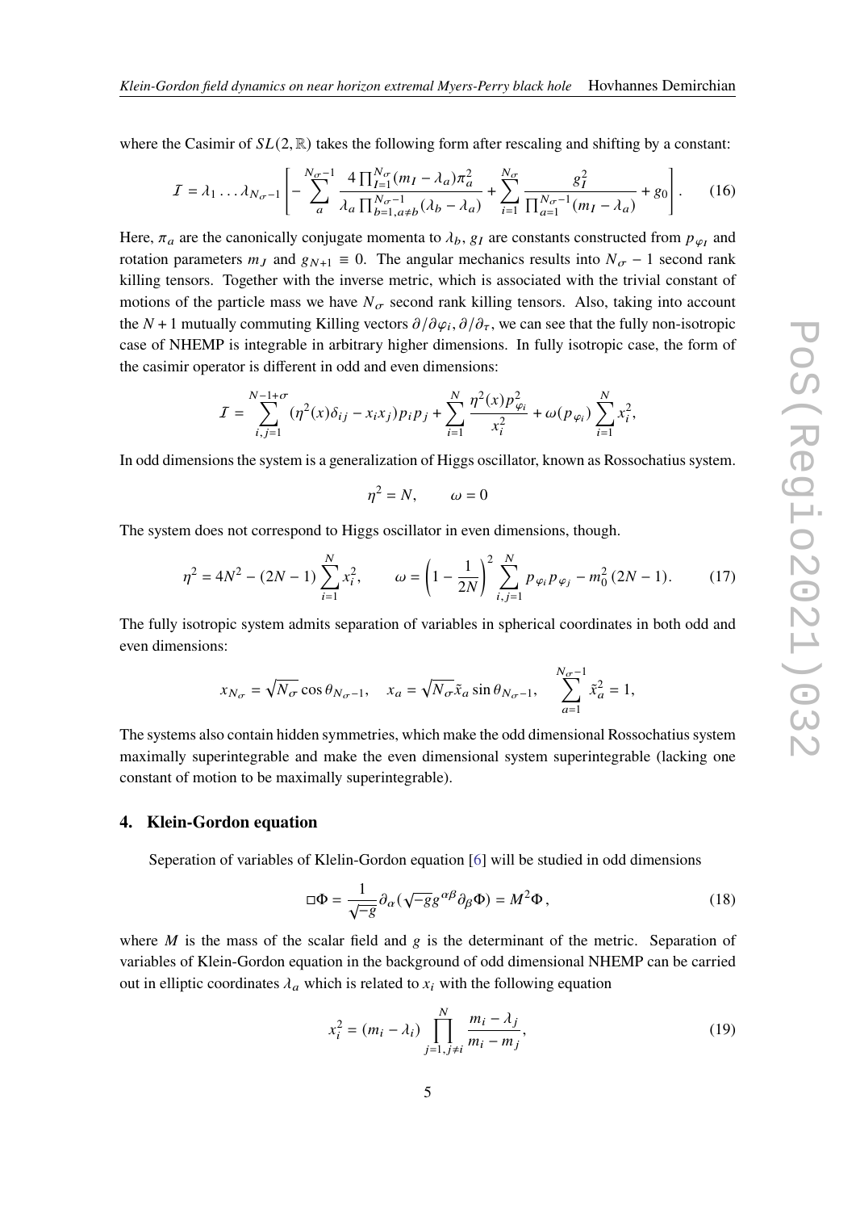where the Casimir of $SL(2,\mathbb{R})$ takes the following form after rescaling and shifting by a constant:

$$\mathcal{I} = \lambda_1 \ldots \lambda_{N_\sigma - 1}\left[ -\sum_{a}^{N_\sigma - 1} \frac{4\prod_{I=1}^{N_\sigma}(m_I - \lambda_a)\pi_a^2}{\lambda_a \prod_{b=1, a\neq b}^{N_\sigma-1}(\lambda_b - \lambda_a)} + \sum_{i=1}^{N_\sigma} \frac{g_I^2}{\prod_{a=1}^{N_\sigma - 1}(m_I - \lambda_a)} + g_0 \right]. \tag{16}$$

Here, $\pi_a$ are the canonically conjugate momenta to $\lambda_b$, $g_I$ are constants constructed from $p_{\varphi_I}$ and rotation parameters $m_J$ and $g_{N+1} \equiv 0$. The angular mechanics results into $N_\sigma - 1$ second rank killing tensors. Together with the inverse metric, which is associated with the trivial constant of motions of the particle mass we have $N_\sigma$ second rank killing tensors. Also, taking into account the $N+1$ mutually commuting Killing vectors $\partial/\partial\varphi_i, \partial/\partial_\tau$, we can see that the fully non-isotropic case of NHEMP is integrable in arbitrary higher dimensions. In fully isotropic case, the form of the casimir operator is different in odd and even dimensions:

$$\mathcal{I} = \sum_{i,j=1}^{N-1+\sigma}(\eta^2(x)\delta_{ij} - x_i x_j)p_i p_j + \sum_{i=1}^{N}\frac{\eta^2(x)p_{\varphi_i}^2}{x_i^2} + \omega(p_{\varphi_i})\sum_{i=1}^{N}x_i^2,$$

In odd dimensions the system is a generalization of Higgs oscillator, known as Rossochatius system.

$$\eta^2 = N, \qquad \omega = 0$$

The system does not correspond to Higgs oscillator in even dimensions, though.

$$\eta^2 = 4N^2 - (2N-1)\sum_{i=1}^{N}x_i^2, \qquad \omega = \left(1 - \frac{1}{2N}\right)^2 \sum_{i,j=1}^{N} p_{\varphi_i}p_{\varphi_j} - m_0^2\,(2N-1). \tag{17}$$

The fully isotropic system admits separation of variables in spherical coordinates in both odd and even dimensions:

$$x_{N_\sigma} = \sqrt{N_\sigma}\cos\theta_{N_\sigma - 1}, \quad x_a = \sqrt{N_\sigma}\tilde{x}_a \sin\theta_{N_\sigma-1}, \quad \sum_{a=1}^{N_\sigma - 1}\tilde{x}_a^2 = 1,$$

The systems also contain hidden symmetries, which make the odd dimensional Rossochatius system maximally superintegrable and make the even dimensional system superintegrable (lacking one constant of motion to be maximally superintegrable).

## 4. Klein-Gordon equation

Seperation of variables of Klelin-Gordon equation [6] will be studied in odd dimensions

$$\Box\Phi = \frac{1}{\sqrt{-g}}\partial_\alpha(\sqrt{-g}g^{\alpha\beta}\partial_\beta\Phi) = M^2\Phi\,, \tag{18}$$

where $M$ is the mass of the scalar field and $g$ is the determinant of the metric. Separation of variables of Klein-Gordon equation in the background of odd dimensional NHEMP can be carried out in elliptic coordinates $\lambda_a$ which is related to $x_i$ with the following equation

$$x_i^2 = (m_i - \lambda_i)\prod_{j=1, j\neq i}^{N}\frac{m_i - \lambda_j}{m_i - m_j}, \tag{19}$$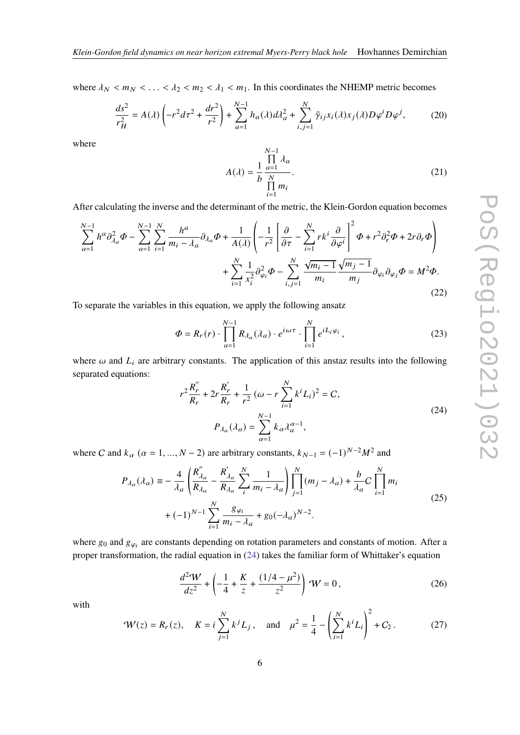where $\lambda_N < m_N < \ldots < \lambda_2 < m_2 < \lambda_1 < m_1$. In this coordinates the NHEMP metric becomes

$$\frac{ds^2}{r_H^2} = A(\lambda)\left(-r^2 d\tau^2 + \frac{dr^2}{r^2}\right) + \sum_{a=1}^{N-1} h_a(\lambda) d\lambda_a^2 + \sum_{i,j=1}^{N} \tilde{\gamma}_{ij} x_i(\lambda) x_j(\lambda) D\varphi^i D\varphi^j, \tag{20}$$

where

$$A(\lambda) = \frac{1}{b}\frac{\prod_{a=1}^{N-1}\lambda_a}{\prod_{i=1}^{N} m_i}. \tag{21}$$

After calculating the inverse and the determinant of the metric, the Klein-Gordon equation becomes

$$\begin{aligned}\sum_{a=1}^{N-1} h^a \partial_{\lambda_a}^2 \Phi - \sum_{a=1}^{N-1}\sum_{i=1}^{N} \frac{h^a}{m_i - \lambda_a}\partial_{\lambda_a}\Phi + \frac{1}{A(\lambda)}\left(-\frac{1}{r^2}\left[\frac{\partial}{\partial\tau} - \sum_{i=1}^{N} r k^i \frac{\partial}{\partial\varphi^i}\right]^2 \Phi + r^2\partial_r^2\Phi + 2r\partial_r\Phi\right) \\ + \sum_{i=1}^{N}\frac{1}{x_i^2}\partial_{\varphi_i}^2\Phi - \sum_{i,j=1}^{N}\frac{\sqrt{m_i-1}}{m_i}\frac{\sqrt{m_j-1}}{m_j}\partial_{\varphi_i}\partial_{\varphi_j}\Phi = M^2\Phi.\end{aligned} \tag{22}$$

To separate the variables in this equation, we apply the following ansatz

$$\Phi = R_r(r)\cdot\prod_{a=1}^{N-1} R_{\lambda_a}(\lambda_a)\cdot e^{i\omega\tau}\cdot\prod_{i=1}^{N} e^{iL_i\varphi_i}, \tag{23}$$

where $\omega$ and $L_i$ are arbitrary constants. The application of this anstaz results into the following separated equations:

$$\begin{aligned} r^2\frac{R_r''}{R_r} + 2r\frac{R_r'}{R_r} + \frac{1}{r^2}\left(\omega - r\sum_{i=1}^{N} k^i L_i\right)^2 = C, \\ P_{\lambda_a}(\lambda_a) = \sum_{\alpha=1}^{N-1} k_\alpha \lambda_a^{\alpha-1},\end{aligned} \tag{24}$$

where $C$ and $k_\alpha$ ($\alpha = 1, \ldots, N-2$) are arbitrary constants, $k_{N-1} = (-1)^{N-2}M^2$ and

$$\begin{aligned} P_{\lambda_a}(\lambda_a) \equiv -\frac{4}{\lambda_a}\left(\frac{R_{\lambda_a}''}{R_{\lambda_a}} - \frac{R_{\lambda_a}'}{R_{\lambda_a}}\sum_{i}^{N}\frac{1}{m_i-\lambda_a}\right)\prod_{j=1}^{N}(m_j-\lambda_a) + \frac{b}{\lambda_a}C\prod_{i=1}^{N} m_i \\ + (-1)^{N-1}\sum_{i=1}^{N}\frac{g_{\varphi_i}}{m_i-\lambda_a} + g_0(-\lambda_a)^{N-2}.\end{aligned} \tag{25}$$

where $g_0$ and $g_{\varphi_i}$ are constants depending on rotation parameters and constants of motion. After a proper transformation, the radial equation in (24) takes the familiar form of Whittaker's equation

$$\frac{d^2\mathcal{W}}{dz^2} + \left(-\frac{1}{4} + \frac{K}{z} + \frac{(1/4-\mu^2)}{z^2}\right)\mathcal{W} = 0\,, \tag{26}$$

with

$$\mathcal{W}(z) = R_r(z), \quad K = i\sum_{j=1}^{N} k^j L_j\,, \quad \text{and} \quad \mu^2 = \frac{1}{4} - \left(\sum_{i=1}^{N} k^i L_i\right)^2 + C_2\,. \tag{27}$$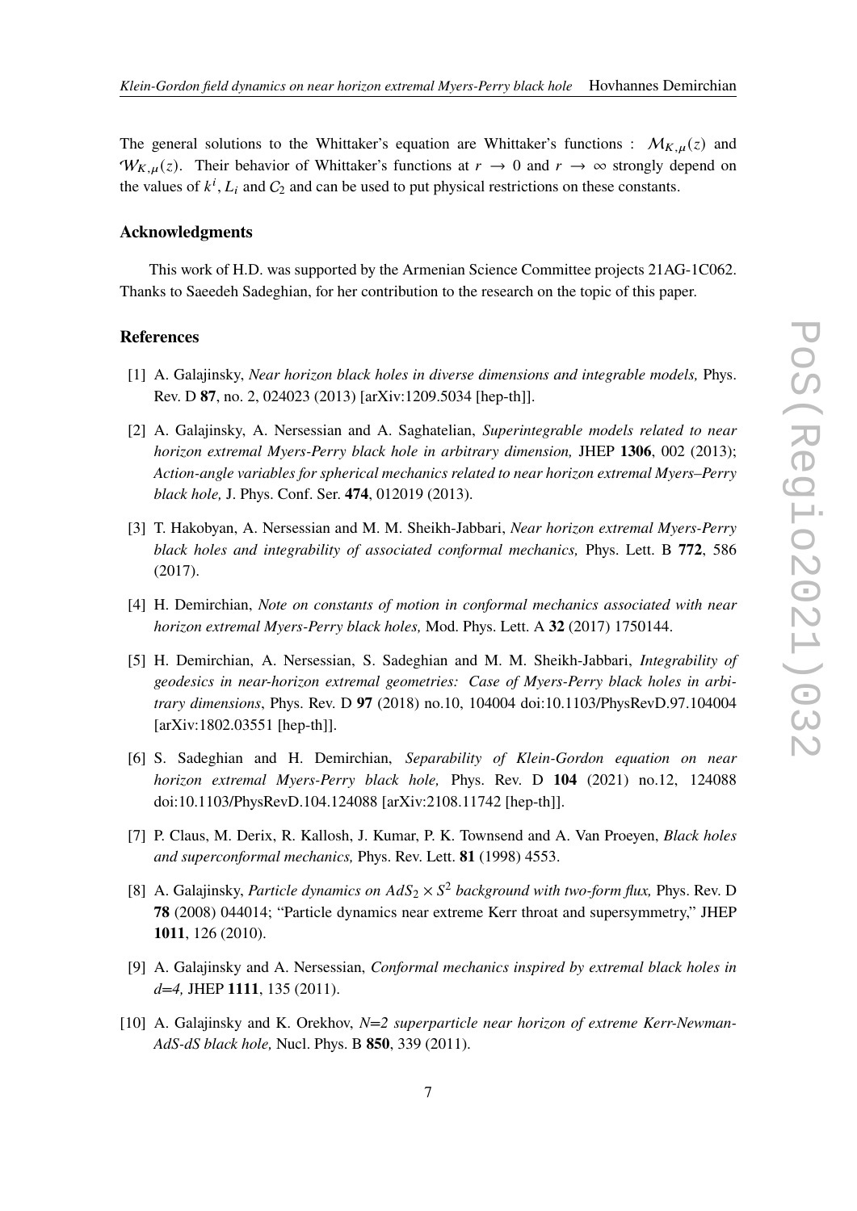The general solutions to the Whittaker's equation are Whittaker's functions : $\mathcal{M}_{K,\mu}(z)$ and $\mathcal{W}_{K,\mu}(z)$. Their behavior of Whittaker's functions at $r \to 0$ and $r \to \infty$ strongly depend on the values of $k^i$, $L_i$ and $C_2$ and can be used to put physical restrictions on these constants.

### Acknowledgments

This work of H.D. was supported by the Armenian Science Committee projects 21AG-1C062. Thanks to Saeedeh Sadeghian, for her contribution to the research on the topic of this paper.

### References

[1] A. Galajinsky, *Near horizon black holes in diverse dimensions and integrable models,* Phys. Rev. D **87**, no. 2, 024023 (2013) [arXiv:1209.5034 [hep-th]].

[2] A. Galajinsky, A. Nersessian and A. Saghatelian, *Superintegrable models related to near horizon extremal Myers-Perry black hole in arbitrary dimension,* JHEP **1306**, 002 (2013); *Action-angle variables for spherical mechanics related to near horizon extremal Myers–Perry black hole,* J. Phys. Conf. Ser. **474**, 012019 (2013).

[3] T. Hakobyan, A. Nersessian and M. M. Sheikh-Jabbari, *Near horizon extremal Myers-Perry black holes and integrability of associated conformal mechanics,* Phys. Lett. B **772**, 586 (2017).

[4] H. Demirchian, *Note on constants of motion in conformal mechanics associated with near horizon extremal Myers-Perry black holes,* Mod. Phys. Lett. A **32** (2017) 1750144.

[5] H. Demirchian, A. Nersessian, S. Sadeghian and M. M. Sheikh-Jabbari, *Integrability of geodesics in near-horizon extremal geometries: Case of Myers-Perry black holes in arbitrary dimensions*, Phys. Rev. D **97** (2018) no.10, 104004 doi:10.1103/PhysRevD.97.104004 [arXiv:1802.03551 [hep-th]].

[6] S. Sadeghian and H. Demirchian, *Separability of Klein-Gordon equation on near horizon extremal Myers-Perry black hole,* Phys. Rev. D **104** (2021) no.12, 124088 doi:10.1103/PhysRevD.104.124088 [arXiv:2108.11742 [hep-th]].

[7] P. Claus, M. Derix, R. Kallosh, J. Kumar, P. K. Townsend and A. Van Proeyen, *Black holes and superconformal mechanics,* Phys. Rev. Lett. **81** (1998) 4553.

[8] A. Galajinsky, *Particle dynamics on $AdS_2 \times S^2$ background with two-form flux,* Phys. Rev. D **78** (2008) 044014; "Particle dynamics near extreme Kerr throat and supersymmetry," JHEP **1011**, 126 (2010).

[9] A. Galajinsky and A. Nersessian, *Conformal mechanics inspired by extremal black holes in d=4,* JHEP **1111**, 135 (2011).

[10] A. Galajinsky and K. Orekhov, *N=2 superparticle near horizon of extreme Kerr-Newman-AdS-dS black hole,* Nucl. Phys. B **850**, 339 (2011).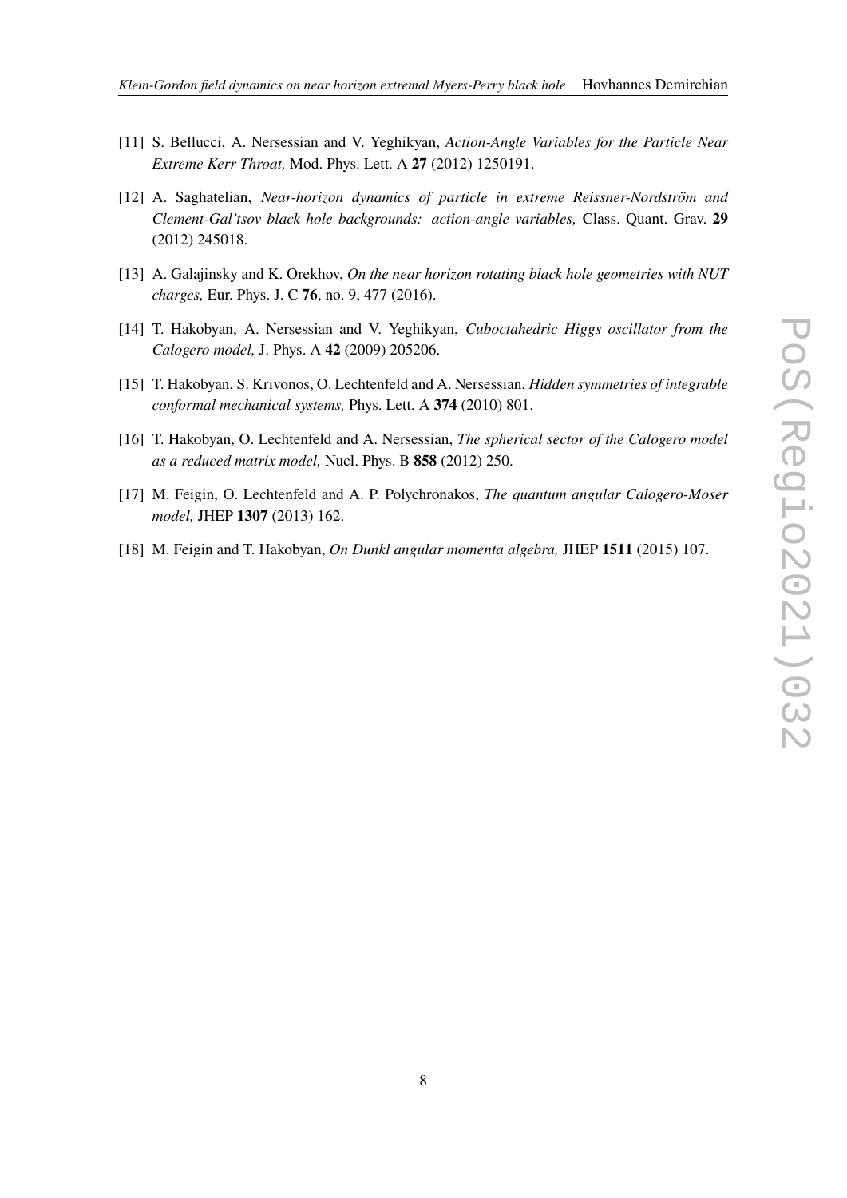[11] S. Bellucci, A. Nersessian and V. Yeghikyan, *Action-Angle Variables for the Particle Near Extreme Kerr Throat,* Mod. Phys. Lett. A **27** (2012) 1250191.

[12] A. Saghatelian, *Near-horizon dynamics of particle in extreme Reissner-Nordström and Clement-Gal'tsov black hole backgrounds: action-angle variables,* Class. Quant. Grav. **29** (2012) 245018.

[13] A. Galajinsky and K. Orekhov, *On the near horizon rotating black hole geometries with NUT charges,* Eur. Phys. J. C **76**, no. 9, 477 (2016).

[14] T. Hakobyan, A. Nersessian and V. Yeghikyan, *Cuboctahedric Higgs oscillator from the Calogero model,* J. Phys. A **42** (2009) 205206.

[15] T. Hakobyan, S. Krivonos, O. Lechtenfeld and A. Nersessian, *Hidden symmetries of integrable conformal mechanical systems,* Phys. Lett. A **374** (2010) 801.

[16] T. Hakobyan, O. Lechtenfeld and A. Nersessian, *The spherical sector of the Calogero model as a reduced matrix model,* Nucl. Phys. B **858** (2012) 250.

[17] M. Feigin, O. Lechtenfeld and A. P. Polychronakos, *The quantum angular Calogero-Moser model,* JHEP **1307** (2013) 162.

[18] M. Feigin and T. Hakobyan, *On Dunkl angular momenta algebra,* JHEP **1511** (2015) 107.